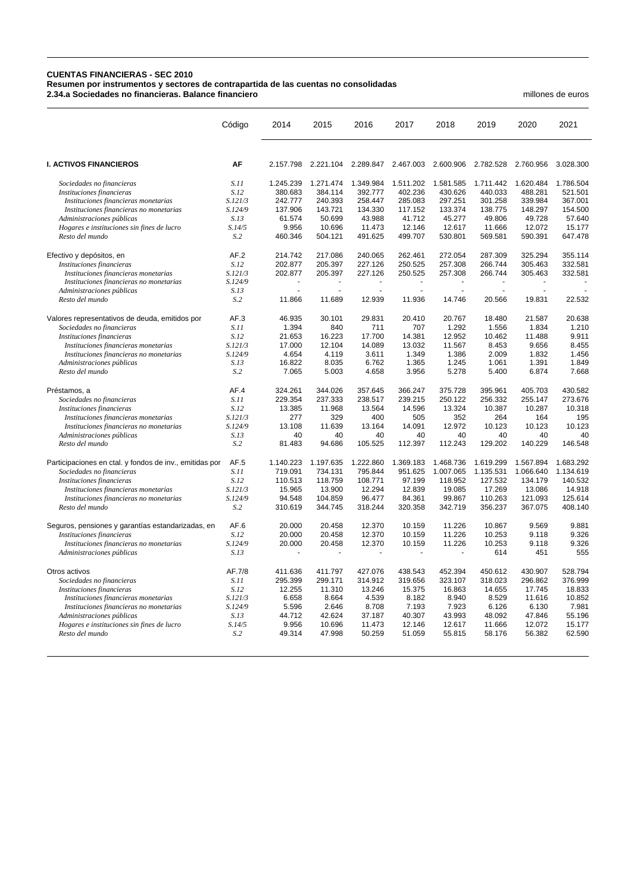**CUENTAS FINANCIERAS - SEC 2010**
**Resumen por instrumentos y sectores de contrapartida de las cuentas no consolidadas**
**2.34.a Sociedades no financieras. Balance financiero**

millones de euros

| | Código | 2014 | 2015 | 2016 | 2017 | 2018 | 2019 | 2020 | 2021 |
|---|---|---|---|---|---|---|---|---|---|
| **I. ACTIVOS FINANCIEROS** | **AF** | 2.157.798 | 2.221.104 | 2.289.847 | 2.467.003 | 2.600.906 | 2.782.528 | 2.760.956 | 3.028.300 |
| *Sociedades no financieras* | *S.11* | 1.245.239 | 1.271.474 | 1.349.984 | 1.511.202 | 1.581.585 | 1.711.442 | 1.620.484 | 1.786.504 |
| *Instituciones financieras* | *S.12* | 380.683 | 384.114 | 392.777 | 402.236 | 430.626 | 440.033 | 488.281 | 521.501 |
| *Instituciones financieras monetarias* | *S.121/3* | 242.777 | 240.393 | 258.447 | 285.083 | 297.251 | 301.258 | 339.984 | 367.001 |
| *Instituciones financieras no monetarias* | *S.124/9* | 137.906 | 143.721 | 134.330 | 117.152 | 133.374 | 138.775 | 148.297 | 154.500 |
| *Administraciones públicas* | *S.13* | 61.574 | 50.699 | 43.988 | 41.712 | 45.277 | 49.806 | 49.728 | 57.640 |
| *Hogares e instituciones sin fines de lucro* | *S.14/5* | 9.956 | 10.696 | 11.473 | 12.146 | 12.617 | 11.666 | 12.072 | 15.177 |
| *Resto del mundo* | *S.2* | 460.346 | 504.121 | 491.625 | 499.707 | 530.801 | 569.581 | 590.391 | 647.478 |
| Efectivo y depósitos, en | AF.2 | 214.742 | 217.086 | 240.065 | 262.461 | 272.054 | 287.309 | 325.294 | 355.114 |
| *Instituciones financieras* | *S.12* | 202.877 | 205.397 | 227.126 | 250.525 | 257.308 | 266.744 | 305.463 | 332.581 |
| *Instituciones financieras monetarias* | *S.121/3* | 202.877 | 205.397 | 227.126 | 250.525 | 257.308 | 266.744 | 305.463 | 332.581 |
| *Instituciones financieras no monetarias* | *S.124/9* | - | - | - | - | - | - | - | - |
| *Administraciones públicas* | *S.13* | - | - | - | - | - | - | - | - |
| *Resto del mundo* | *S.2* | 11.866 | 11.689 | 12.939 | 11.936 | 14.746 | 20.566 | 19.831 | 22.532 |
| Valores representativos de deuda, emitidos por | AF.3 | 46.935 | 30.101 | 29.831 | 20.410 | 20.767 | 18.480 | 21.587 | 20.638 |
| *Sociedades no financieras* | *S.11* | 1.394 | 840 | 711 | 707 | 1.292 | 1.556 | 1.834 | 1.210 |
| *Instituciones financieras* | *S.12* | 21.653 | 16.223 | 17.700 | 14.381 | 12.952 | 10.462 | 11.488 | 9.911 |
| *Instituciones financieras monetarias* | *S.121/3* | 17.000 | 12.104 | 14.089 | 13.032 | 11.567 | 8.453 | 9.656 | 8.455 |
| *Instituciones financieras no monetarias* | *S.124/9* | 4.654 | 4.119 | 3.611 | 1.349 | 1.386 | 2.009 | 1.832 | 1.456 |
| *Administraciones públicas* | *S.13* | 16.822 | 8.035 | 6.762 | 1.365 | 1.245 | 1.061 | 1.391 | 1.849 |
| *Resto del mundo* | *S.2* | 7.065 | 5.003 | 4.658 | 3.956 | 5.278 | 5.400 | 6.874 | 7.668 |
| Préstamos, a | AF.4 | 324.261 | 344.026 | 357.645 | 366.247 | 375.728 | 395.961 | 405.703 | 430.582 |
| *Sociedades no financieras* | *S.11* | 229.354 | 237.333 | 238.517 | 239.215 | 250.122 | 256.332 | 255.147 | 273.676 |
| *Instituciones financieras* | *S.12* | 13.385 | 11.968 | 13.564 | 14.596 | 13.324 | 10.387 | 10.287 | 10.318 |
| *Instituciones financieras monetarias* | *S.121/3* | 277 | 329 | 400 | 505 | 352 | 264 | 164 | 195 |
| *Instituciones financieras no monetarias* | *S.124/9* | 13.108 | 11.639 | 13.164 | 14.091 | 12.972 | 10.123 | 10.123 | 10.123 |
| *Administraciones públicas* | *S.13* | 40 | 40 | 40 | 40 | 40 | 40 | 40 | 40 |
| *Resto del mundo* | *S.2* | 81.483 | 94.686 | 105.525 | 112.397 | 112.243 | 129.202 | 140.229 | 146.548 |
| Participaciones en ctal. y fondos de inv., emitidas por | AF.5 | 1.140.223 | 1.197.635 | 1.222.860 | 1.369.183 | 1.468.736 | 1.619.299 | 1.567.894 | 1.683.292 |
| *Sociedades no financieras* | *S.11* | 719.091 | 734.131 | 795.844 | 951.625 | 1.007.065 | 1.135.531 | 1.066.640 | 1.134.619 |
| *Instituciones financieras* | *S.12* | 110.513 | 118.759 | 108.771 | 97.199 | 118.952 | 127.532 | 134.179 | 140.532 |
| *Instituciones financieras monetarias* | *S.121/3* | 15.965 | 13.900 | 12.294 | 12.839 | 19.085 | 17.269 | 13.086 | 14.918 |
| *Instituciones financieras no monetarias* | *S.124/9* | 94.548 | 104.859 | 96.477 | 84.361 | 99.867 | 110.263 | 121.093 | 125.614 |
| *Resto del mundo* | *S.2* | 310.619 | 344.745 | 318.244 | 320.358 | 342.719 | 356.237 | 367.075 | 408.140 |
| Seguros, pensiones y garantías estandarizadas, en | AF.6 | 20.000 | 20.458 | 12.370 | 10.159 | 11.226 | 10.867 | 9.569 | 9.881 |
| *Instituciones financieras* | *S.12* | 20.000 | 20.458 | 12.370 | 10.159 | 11.226 | 10.253 | 9.118 | 9.326 |
| *Instituciones financieras no monetarias* | *S.124/9* | 20.000 | 20.458 | 12.370 | 10.159 | 11.226 | 10.253 | 9.118 | 9.326 |
| *Administraciones públicas* | *S.13* | - | - | - | - | - | 614 | 451 | 555 |
| Otros activos | AF.7/8 | 411.636 | 411.797 | 427.076 | 438.543 | 452.394 | 450.612 | 430.907 | 528.794 |
| *Sociedades no financieras* | *S.11* | 295.399 | 299.171 | 314.912 | 319.656 | 323.107 | 318.023 | 296.862 | 376.999 |
| *Instituciones financieras* | *S.12* | 12.255 | 11.310 | 13.246 | 15.375 | 16.863 | 14.655 | 17.745 | 18.833 |
| *Instituciones financieras monetarias* | *S.121/3* | 6.658 | 8.664 | 4.539 | 8.182 | 8.940 | 8.529 | 11.616 | 10.852 |
| *Instituciones financieras no monetarias* | *S.124/9* | 5.596 | 2.646 | 8.708 | 7.193 | 7.923 | 6.126 | 6.130 | 7.981 |
| *Administraciones públicas* | *S.13* | 44.712 | 42.624 | 37.187 | 40.307 | 43.993 | 48.092 | 47.846 | 55.196 |
| *Hogares e instituciones sin fines de lucro* | *S.14/5* | 9.956 | 10.696 | 11.473 | 12.146 | 12.617 | 11.666 | 12.072 | 15.177 |
| *Resto del mundo* | *S.2* | 49.314 | 47.998 | 50.259 | 51.059 | 55.815 | 58.176 | 56.382 | 62.590 |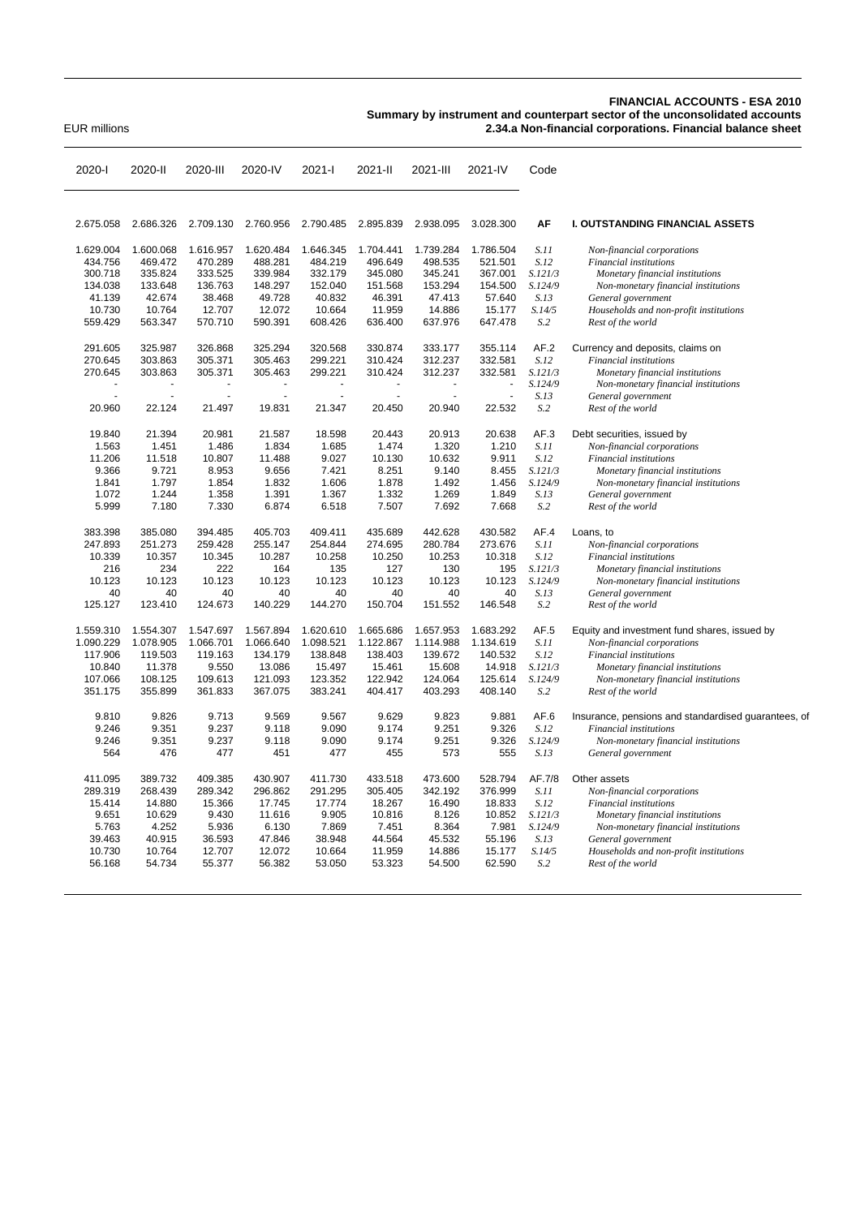EUR millions

**FINANCIAL ACCOUNTS - ESA 2010**
**Summary by instrument and counterpart sector of the unconsolidated accounts**
**2.34.a Non-financial corporations. Financial balance sheet**

| 2020-I | 2020-II | 2020-III | 2020-IV | 2021-I | 2021-II | 2021-III | 2021-IV | Code | |
|---|---|---|---|---|---|---|---|---|---|
| 2.675.058 | 2.686.326 | 2.709.130 | 2.760.956 | 2.790.485 | 2.895.839 | 2.938.095 | 3.028.300 | **AF** | **I. OUTSTANDING FINANCIAL ASSETS** |
| 1.629.004 | 1.600.068 | 1.616.957 | 1.620.484 | 1.646.345 | 1.704.441 | 1.739.284 | 1.786.504 | *S.11* | *Non-financial corporations* |
| 434.756 | 469.472 | 470.289 | 488.281 | 484.219 | 496.649 | 498.535 | 521.501 | *S.12* | *Financial institutions* |
| 300.718 | 335.824 | 333.525 | 339.984 | 332.179 | 345.080 | 345.241 | 367.001 | *S.121/3* | *Monetary financial institutions* |
| 134.038 | 133.648 | 136.763 | 148.297 | 152.040 | 151.568 | 153.294 | 154.500 | *S.124/9* | *Non-monetary financial institutions* |
| 41.139 | 42.674 | 38.468 | 49.728 | 40.832 | 46.391 | 47.413 | 57.640 | *S.13* | *General government* |
| 10.730 | 10.764 | 12.707 | 12.072 | 10.664 | 11.959 | 14.886 | 15.177 | *S.14/5* | *Households and non-profit institutions* |
| 559.429 | 563.347 | 570.710 | 590.391 | 608.426 | 636.400 | 637.976 | 647.478 | *S.2* | *Rest of the world* |
| 291.605 | 325.987 | 326.868 | 325.294 | 320.568 | 330.874 | 333.177 | 355.114 | AF.2 | Currency and deposits, claims on |
| 270.645 | 303.863 | 305.371 | 305.463 | 299.221 | 310.424 | 312.237 | 332.581 | *S.12* | *Financial institutions* |
| 270.645 | 303.863 | 305.371 | 305.463 | 299.221 | 310.424 | 312.237 | 332.581 | *S.121/3* | *Monetary financial institutions* |
| - | - | - | - | - | - | - | - | *S.124/9* | *Non-monetary financial institutions* |
| - | - | - | - | - | - | - | - | *S.13* | *General government* |
| 20.960 | 22.124 | 21.497 | 19.831 | 21.347 | 20.450 | 20.940 | 22.532 | *S.2* | *Rest of the world* |
| 19.840 | 21.394 | 20.981 | 21.587 | 18.598 | 20.443 | 20.913 | 20.638 | AF.3 | Debt securities, issued by |
| 1.563 | 1.451 | 1.486 | 1.834 | 1.685 | 1.474 | 1.320 | 1.210 | *S.11* | *Non-financial corporations* |
| 11.206 | 11.518 | 10.807 | 11.488 | 9.027 | 10.130 | 10.632 | 9.911 | *S.12* | *Financial institutions* |
| 9.366 | 9.721 | 8.953 | 9.656 | 7.421 | 8.251 | 9.140 | 8.455 | *S.121/3* | *Monetary financial institutions* |
| 1.841 | 1.797 | 1.854 | 1.832 | 1.606 | 1.878 | 1.492 | 1.456 | *S.124/9* | *Non-monetary financial institutions* |
| 1.072 | 1.244 | 1.358 | 1.391 | 1.367 | 1.332 | 1.269 | 1.849 | *S.13* | *General government* |
| 5.999 | 7.180 | 7.330 | 6.874 | 6.518 | 7.507 | 7.692 | 7.668 | *S.2* | *Rest of the world* |
| 383.398 | 385.080 | 394.485 | 405.703 | 409.411 | 435.689 | 442.628 | 430.582 | AF.4 | Loans, to |
| 247.893 | 251.273 | 259.428 | 255.147 | 254.844 | 274.695 | 280.784 | 273.676 | *S.11* | *Non-financial corporations* |
| 10.339 | 10.357 | 10.345 | 10.287 | 10.258 | 10.250 | 10.253 | 10.318 | *S.12* | *Financial institutions* |
| 216 | 234 | 222 | 164 | 135 | 127 | 130 | 195 | *S.121/3* | *Monetary financial institutions* |
| 10.123 | 10.123 | 10.123 | 10.123 | 10.123 | 10.123 | 10.123 | 10.123 | *S.124/9* | *Non-monetary financial institutions* |
| 40 | 40 | 40 | 40 | 40 | 40 | 40 | 40 | *S.13* | *General government* |
| 125.127 | 123.410 | 124.673 | 140.229 | 144.270 | 150.704 | 151.552 | 146.548 | *S.2* | *Rest of the world* |
| 1.559.310 | 1.554.307 | 1.547.697 | 1.567.894 | 1.620.610 | 1.665.686 | 1.657.953 | 1.683.292 | AF.5 | Equity and investment fund shares, issued by |
| 1.090.229 | 1.078.905 | 1.066.701 | 1.066.640 | 1.098.521 | 1.122.867 | 1.114.988 | 1.134.619 | *S.11* | *Non-financial corporations* |
| 117.906 | 119.503 | 119.163 | 134.179 | 138.848 | 138.403 | 139.672 | 140.532 | *S.12* | *Financial institutions* |
| 10.840 | 11.378 | 9.550 | 13.086 | 15.497 | 15.461 | 15.608 | 14.918 | *S.121/3* | *Monetary financial institutions* |
| 107.066 | 108.125 | 109.613 | 121.093 | 123.352 | 122.942 | 124.064 | 125.614 | *S.124/9* | *Non-monetary financial institutions* |
| 351.175 | 355.899 | 361.833 | 367.075 | 383.241 | 404.417 | 403.293 | 408.140 | *S.2* | *Rest of the world* |
| 9.810 | 9.826 | 9.713 | 9.569 | 9.567 | 9.629 | 9.823 | 9.881 | AF.6 | Insurance, pensions and standardised guarantees, of |
| 9.246 | 9.351 | 9.237 | 9.118 | 9.090 | 9.174 | 9.251 | 9.326 | *S.12* | *Financial institutions* |
| 9.246 | 9.351 | 9.237 | 9.118 | 9.090 | 9.174 | 9.251 | 9.326 | *S.124/9* | *Non-monetary financial institutions* |
| 564 | 476 | 477 | 451 | 477 | 455 | 573 | 555 | *S.13* | *General government* |
| 411.095 | 389.732 | 409.385 | 430.907 | 411.730 | 433.518 | 473.600 | 528.794 | AF.7/8 | Other assets |
| 289.319 | 268.439 | 289.342 | 296.862 | 291.295 | 305.405 | 342.192 | 376.999 | *S.11* | *Non-financial corporations* |
| 15.414 | 14.880 | 15.366 | 17.745 | 17.774 | 18.267 | 16.490 | 18.833 | *S.12* | *Financial institutions* |
| 9.651 | 10.629 | 9.430 | 11.616 | 9.905 | 10.816 | 8.126 | 10.852 | *S.121/3* | *Monetary financial institutions* |
| 5.763 | 4.252 | 5.936 | 6.130 | 7.869 | 7.451 | 8.364 | 7.981 | *S.124/9* | *Non-monetary financial institutions* |
| 39.463 | 40.915 | 36.593 | 47.846 | 38.948 | 44.564 | 45.532 | 55.196 | *S.13* | *General government* |
| 10.730 | 10.764 | 12.707 | 12.072 | 10.664 | 11.959 | 14.886 | 15.177 | *S.14/5* | *Households and non-profit institutions* |
| 56.168 | 54.734 | 55.377 | 56.382 | 53.050 | 53.323 | 54.500 | 62.590 | *S.2* | *Rest of the world* |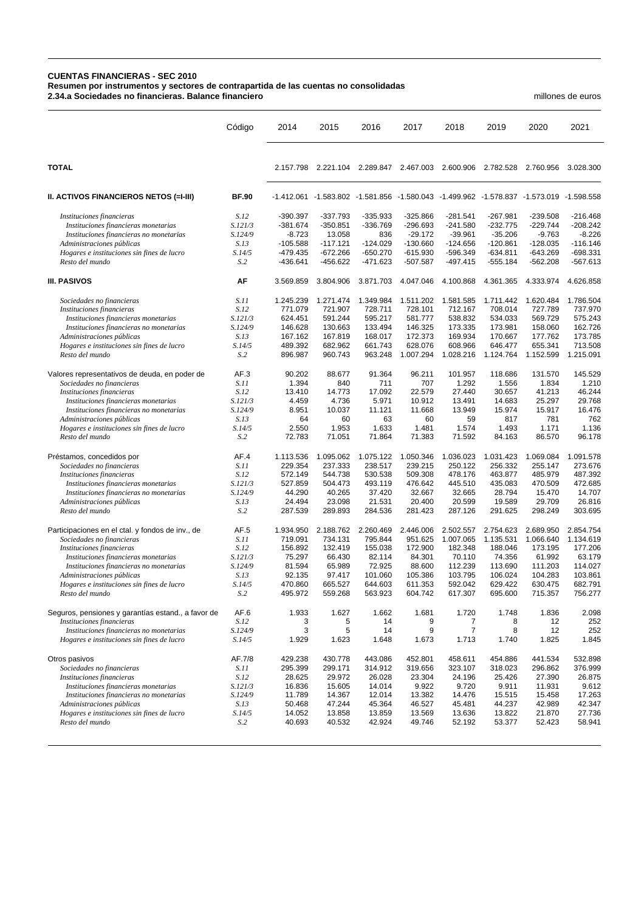**CUENTAS FINANCIERAS - SEC 2010**
**Resumen por instrumentos y sectores de contrapartida de las cuentas no consolidadas**
**2.34.a Sociedades no financieras. Balance financiero**

millones de euros

| | Código | 2014 | 2015 | 2016 | 2017 | 2018 | 2019 | 2020 | 2021 |
|---|---|---|---|---|---|---|---|---|---|
| **TOTAL** | | 2.157.798 | 2.221.104 | 2.289.847 | 2.467.003 | 2.600.906 | 2.782.528 | 2.760.956 | 3.028.300 |
| **II. ACTIVOS FINANCIEROS NETOS (=I-III)** | **BF.90** | -1.412.061 | -1.583.802 | -1.581.856 | -1.580.043 | -1.499.962 | -1.578.837 | -1.573.019 | -1.598.558 |
| *Instituciones financieras* | *S.12* | -390.397 | -337.793 | -335.933 | -325.866 | -281.541 | -267.981 | -239.508 | -216.468 |
| *Instituciones financieras monetarias* | *S.121/3* | -381.674 | -350.851 | -336.769 | -296.693 | -241.580 | -232.775 | -229.744 | -208.242 |
| *Instituciones financieras no monetarias* | *S.124/9* | -8.723 | 13.058 | 836 | -29.172 | -39.961 | -35.206 | -9.763 | -8.226 |
| *Administraciones públicas* | *S.13* | -105.588 | -117.121 | -124.029 | -130.660 | -124.656 | -120.861 | -128.035 | -116.146 |
| *Hogares e instituciones sin fines de lucro* | *S.14/5* | -479.435 | -672.266 | -650.270 | -615.930 | -596.349 | -634.811 | -643.269 | -698.331 |
| *Resto del mundo* | *S.2* | -436.641 | -456.622 | -471.623 | -507.587 | -497.415 | -555.184 | -562.208 | -567.613 |
| **III. PASIVOS** | **AF** | 3.569.859 | 3.804.906 | 3.871.703 | 4.047.046 | 4.100.868 | 4.361.365 | 4.333.974 | 4.626.858 |
| *Sociedades no financieras* | *S.11* | 1.245.239 | 1.271.474 | 1.349.984 | 1.511.202 | 1.581.585 | 1.711.442 | 1.620.484 | 1.786.504 |
| *Instituciones financieras* | *S.12* | 771.079 | 721.907 | 728.711 | 728.101 | 712.167 | 708.014 | 727.789 | 737.970 |
| *Instituciones financieras monetarias* | *S.121/3* | 624.451 | 591.244 | 595.217 | 581.777 | 538.832 | 534.033 | 569.729 | 575.243 |
| *Instituciones financieras no monetarias* | *S.124/9* | 146.628 | 130.663 | 133.494 | 146.325 | 173.335 | 173.981 | 158.060 | 162.726 |
| *Administraciones públicas* | *S.13* | 167.162 | 167.819 | 168.017 | 172.373 | 169.934 | 170.667 | 177.762 | 173.785 |
| *Hogares e instituciones sin fines de lucro* | *S.14/5* | 489.392 | 682.962 | 661.743 | 628.076 | 608.966 | 646.477 | 655.341 | 713.508 |
| *Resto del mundo* | *S.2* | 896.987 | 960.743 | 963.248 | 1.007.294 | 1.028.216 | 1.124.764 | 1.152.599 | 1.215.091 |
| Valores representativos de deuda, en poder de | AF.3 | 90.202 | 88.677 | 91.364 | 96.211 | 101.957 | 118.686 | 131.570 | 145.529 |
| *Sociedades no financieras* | *S.11* | 1.394 | 840 | 711 | 707 | 1.292 | 1.556 | 1.834 | 1.210 |
| *Instituciones financieras* | *S.12* | 13.410 | 14.773 | 17.092 | 22.579 | 27.440 | 30.657 | 41.213 | 46.244 |
| *Instituciones financieras monetarias* | *S.121/3* | 4.459 | 4.736 | 5.971 | 10.912 | 13.491 | 14.683 | 25.297 | 29.768 |
| *Instituciones financieras no monetarias* | *S.124/9* | 8.951 | 10.037 | 11.121 | 11.668 | 13.949 | 15.974 | 15.917 | 16.476 |
| *Administraciones públicas* | *S.13* | 64 | 60 | 63 | 60 | 59 | 817 | 781 | 762 |
| *Hogares e instituciones sin fines de lucro* | *S.14/5* | 2.550 | 1.953 | 1.633 | 1.481 | 1.574 | 1.493 | 1.171 | 1.136 |
| *Resto del mundo* | *S.2* | 72.783 | 71.051 | 71.864 | 71.383 | 71.592 | 84.163 | 86.570 | 96.178 |
| Préstamos, concedidos por | AF.4 | 1.113.536 | 1.095.062 | 1.075.122 | 1.050.346 | 1.036.023 | 1.031.423 | 1.069.084 | 1.091.578 |
| *Sociedades no financieras* | *S.11* | 229.354 | 237.333 | 238.517 | 239.215 | 250.122 | 256.332 | 255.147 | 273.676 |
| *Instituciones financieras* | *S.12* | 572.149 | 544.738 | 530.538 | 509.308 | 478.176 | 463.877 | 485.979 | 487.392 |
| *Instituciones financieras monetarias* | *S.121/3* | 527.859 | 504.473 | 493.119 | 476.642 | 445.510 | 435.083 | 470.509 | 472.685 |
| *Instituciones financieras no monetarias* | *S.124/9* | 44.290 | 40.265 | 37.420 | 32.667 | 32.665 | 28.794 | 15.470 | 14.707 |
| *Administraciones públicas* | *S.13* | 24.494 | 23.098 | 21.531 | 20.400 | 20.599 | 19.589 | 29.709 | 26.816 |
| *Resto del mundo* | *S.2* | 287.539 | 289.893 | 284.536 | 281.423 | 287.126 | 291.625 | 298.249 | 303.695 |
| Participaciones en el ctal. y fondos de inv., de | AF.5 | 1.934.950 | 2.188.762 | 2.260.469 | 2.446.006 | 2.502.557 | 2.754.623 | 2.689.950 | 2.854.754 |
| *Sociedades no financieras* | *S.11* | 719.091 | 734.131 | 795.844 | 951.625 | 1.007.065 | 1.135.531 | 1.066.640 | 1.134.619 |
| *Instituciones financieras* | *S.12* | 156.892 | 132.419 | 155.038 | 172.900 | 182.348 | 188.046 | 173.195 | 177.206 |
| *Instituciones financieras monetarias* | *S.121/3* | 75.297 | 66.430 | 82.114 | 84.301 | 70.110 | 74.356 | 61.992 | 63.179 |
| *Instituciones financieras no monetarias* | *S.124/9* | 81.594 | 65.989 | 72.925 | 88.600 | 112.239 | 113.690 | 111.203 | 114.027 |
| *Administraciones públicas* | *S.13* | 92.135 | 97.417 | 101.060 | 105.386 | 103.795 | 106.024 | 104.283 | 103.861 |
| *Hogares e instituciones sin fines de lucro* | *S.14/5* | 470.860 | 665.527 | 644.603 | 611.353 | 592.042 | 629.422 | 630.475 | 682.791 |
| *Resto del mundo* | *S.2* | 495.972 | 559.268 | 563.923 | 604.742 | 617.307 | 695.600 | 715.357 | 756.277 |
| Seguros, pensiones y garantías estand., a favor de | AF.6 | 1.933 | 1.627 | 1.662 | 1.681 | 1.720 | 1.748 | 1.836 | 2.098 |
| *Instituciones financieras* | *S.12* | 3 | 5 | 14 | 9 | 7 | 8 | 12 | 252 |
| *Instituciones financieras no monetarias* | *S.124/9* | 3 | 5 | 14 | 9 | 7 | 8 | 12 | 252 |
| *Hogares e instituciones sin fines de lucro* | *S.14/5* | 1.929 | 1.623 | 1.648 | 1.673 | 1.713 | 1.740 | 1.825 | 1.845 |
| Otros pasivos | AF.7/8 | 429.238 | 430.778 | 443.086 | 452.801 | 458.611 | 454.886 | 441.534 | 532.898 |
| *Sociedades no financieras* | *S.11* | 295.399 | 299.171 | 314.912 | 319.656 | 323.107 | 318.023 | 296.862 | 376.999 |
| *Instituciones financieras* | *S.12* | 28.625 | 29.972 | 26.028 | 23.304 | 24.196 | 25.426 | 27.390 | 26.875 |
| *Instituciones financieras monetarias* | *S.121/3* | 16.836 | 15.605 | 14.014 | 9.922 | 9.720 | 9.911 | 11.931 | 9.612 |
| *Instituciones financieras no monetarias* | *S.124/9* | 11.789 | 14.367 | 12.014 | 13.382 | 14.476 | 15.515 | 15.458 | 17.263 |
| *Administraciones públicas* | *S.13* | 50.468 | 47.244 | 45.364 | 46.527 | 45.481 | 44.237 | 42.989 | 42.347 |
| *Hogares e instituciones sin fines de lucro* | *S.14/5* | 14.052 | 13.858 | 13.859 | 13.569 | 13.636 | 13.822 | 21.870 | 27.736 |
| *Resto del mundo* | *S.2* | 40.693 | 40.532 | 42.924 | 49.746 | 52.192 | 53.377 | 52.423 | 58.941 |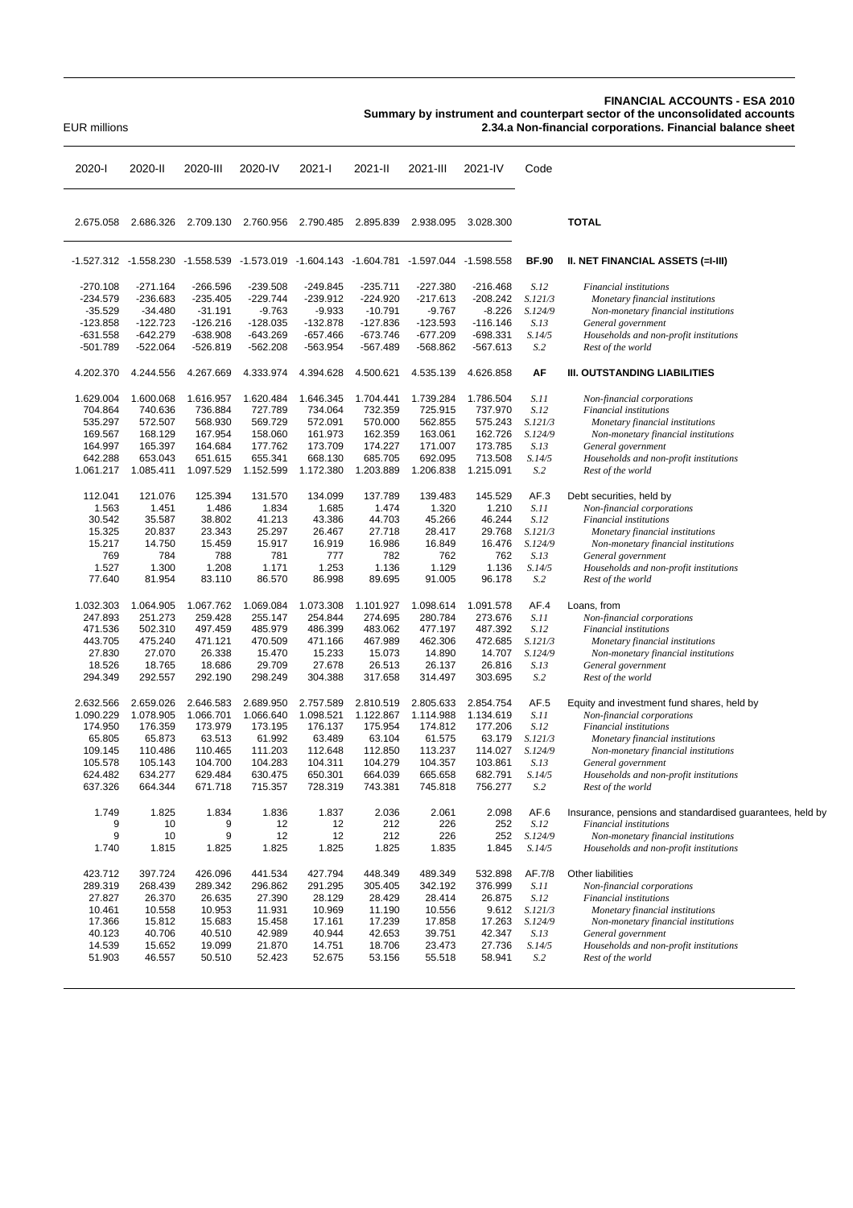EUR millions

**FINANCIAL ACCOUNTS - ESA 2010**
**Summary by instrument and counterpart sector of the unconsolidated accounts**
**2.34.a Non-financial corporations. Financial balance sheet**

| 2020-I | 2020-II | 2020-III | 2020-IV | 2021-I | 2021-II | 2021-III | 2021-IV | Code | |
|---|---|---|---|---|---|---|---|---|---|
| 2.675.058 | 2.686.326 | 2.709.130 | 2.760.956 | 2.790.485 | 2.895.839 | 2.938.095 | 3.028.300 | | **TOTAL** |
| -1.527.312 | -1.558.230 | -1.558.539 | -1.573.019 | -1.604.143 | -1.604.781 | -1.597.044 | -1.598.558 | **BF.90** | **II. NET FINANCIAL ASSETS (=I-III)** |
| -270.108 | -271.164 | -266.596 | -239.508 | -249.845 | -235.711 | -227.380 | -216.468 | *S.12* | *Financial institutions* |
| -234.579 | -236.683 | -235.405 | -229.744 | -239.912 | -224.920 | -217.613 | -208.242 | *S.121/3* | *Monetary financial institutions* |
| -35.529 | -34.480 | -31.191 | -9.763 | -9.933 | -10.791 | -9.767 | -8.226 | *S.124/9* | *Non-monetary financial institutions* |
| -123.858 | -122.723 | -126.216 | -128.035 | -132.878 | -127.836 | -123.593 | -116.146 | *S.13* | *General government* |
| -631.558 | -642.279 | -638.908 | -643.269 | -657.466 | -673.746 | -677.209 | -698.331 | *S.14/5* | *Households and non-profit institutions* |
| -501.789 | -522.064 | -526.819 | -562.208 | -563.954 | -567.489 | -568.862 | -567.613 | *S.2* | *Rest of the world* |
| 4.202.370 | 4.244.556 | 4.267.669 | 4.333.974 | 4.394.628 | 4.500.621 | 4.535.139 | 4.626.858 | **AF** | **III. OUTSTANDING LIABILITIES** |
| 1.629.004 | 1.600.068 | 1.616.957 | 1.620.484 | 1.646.345 | 1.704.441 | 1.739.284 | 1.786.504 | *S.11* | *Non-financial corporations* |
| 704.864 | 740.636 | 736.884 | 727.789 | 734.064 | 732.359 | 725.915 | 737.970 | *S.12* | *Financial institutions* |
| 535.297 | 572.507 | 568.930 | 569.729 | 572.091 | 570.000 | 562.855 | 575.243 | *S.121/3* | *Monetary financial institutions* |
| 169.567 | 168.129 | 167.954 | 158.060 | 161.973 | 162.359 | 163.061 | 162.726 | *S.124/9* | *Non-monetary financial institutions* |
| 164.997 | 165.397 | 164.684 | 177.762 | 173.709 | 174.227 | 171.007 | 173.785 | *S.13* | *General government* |
| 642.288 | 653.043 | 651.615 | 655.341 | 668.130 | 685.705 | 692.095 | 713.508 | *S.14/5* | *Households and non-profit institutions* |
| 1.061.217 | 1.085.411 | 1.097.529 | 1.152.599 | 1.172.380 | 1.203.889 | 1.206.838 | 1.215.091 | *S.2* | *Rest of the world* |
| 112.041 | 121.076 | 125.394 | 131.570 | 134.099 | 137.789 | 139.483 | 145.529 | AF.3 | Debt securities, held by |
| 1.563 | 1.451 | 1.486 | 1.834 | 1.685 | 1.474 | 1.320 | 1.210 | *S.11* | *Non-financial corporations* |
| 30.542 | 35.587 | 38.802 | 41.213 | 43.386 | 44.703 | 45.266 | 46.244 | *S.12* | *Financial institutions* |
| 15.325 | 20.837 | 23.343 | 25.297 | 26.467 | 27.718 | 28.417 | 29.768 | *S.121/3* | *Monetary financial institutions* |
| 15.217 | 14.750 | 15.459 | 15.917 | 16.919 | 16.986 | 16.849 | 16.476 | *S.124/9* | *Non-monetary financial institutions* |
| 769 | 784 | 788 | 781 | 777 | 782 | 762 | 762 | *S.13* | *General government* |
| 1.527 | 1.300 | 1.208 | 1.171 | 1.253 | 1.136 | 1.129 | 1.136 | *S.14/5* | *Households and non-profit institutions* |
| 77.640 | 81.954 | 83.110 | 86.570 | 86.998 | 89.695 | 91.005 | 96.178 | *S.2* | *Rest of the world* |
| 1.032.303 | 1.064.905 | 1.067.762 | 1.069.084 | 1.073.308 | 1.101.927 | 1.098.614 | 1.091.578 | AF.4 | Loans, from |
| 247.893 | 251.273 | 259.428 | 255.147 | 254.844 | 274.695 | 280.784 | 273.676 | *S.11* | *Non-financial corporations* |
| 471.536 | 502.310 | 497.459 | 485.979 | 486.399 | 483.062 | 477.197 | 487.392 | *S.12* | *Financial institutions* |
| 443.705 | 475.240 | 471.121 | 470.509 | 471.166 | 467.989 | 462.306 | 472.685 | *S.121/3* | *Monetary financial institutions* |
| 27.830 | 27.070 | 26.338 | 15.470 | 15.233 | 15.073 | 14.890 | 14.707 | *S.124/9* | *Non-monetary financial institutions* |
| 18.526 | 18.765 | 18.686 | 29.709 | 27.678 | 26.513 | 26.137 | 26.816 | *S.13* | *General government* |
| 294.349 | 292.557 | 292.190 | 298.249 | 304.388 | 317.658 | 314.497 | 303.695 | *S.2* | *Rest of the world* |
| 2.632.566 | 2.659.026 | 2.646.583 | 2.689.950 | 2.757.589 | 2.810.519 | 2.805.633 | 2.854.754 | AF.5 | Equity and investment fund shares, held by |
| 1.090.229 | 1.078.905 | 1.066.701 | 1.066.640 | 1.098.521 | 1.122.867 | 1.114.988 | 1.134.619 | *S.11* | *Non-financial corporations* |
| 174.950 | 176.359 | 173.979 | 173.195 | 176.137 | 175.954 | 174.812 | 177.206 | *S.12* | *Financial institutions* |
| 65.805 | 65.873 | 63.513 | 61.992 | 63.489 | 63.104 | 61.575 | 63.179 | *S.121/3* | *Monetary financial institutions* |
| 109.145 | 110.486 | 110.465 | 111.203 | 112.648 | 112.850 | 113.237 | 114.027 | *S.124/9* | *Non-monetary financial institutions* |
| 105.578 | 105.143 | 104.700 | 104.283 | 104.311 | 104.279 | 104.357 | 103.861 | *S.13* | *General government* |
| 624.482 | 634.277 | 629.484 | 630.475 | 650.301 | 664.039 | 665.658 | 682.791 | *S.14/5* | *Households and non-profit institutions* |
| 637.326 | 664.344 | 671.718 | 715.357 | 728.319 | 743.381 | 745.818 | 756.277 | *S.2* | *Rest of the world* |
| 1.749 | 1.825 | 1.834 | 1.836 | 1.837 | 2.036 | 2.061 | 2.098 | AF.6 | Insurance, pensions and standardised guarantees, held by |
| 9 | 10 | 9 | 12 | 12 | 212 | 226 | 252 | *S.12* | *Financial institutions* |
| 9 | 10 | 9 | 12 | 12 | 212 | 226 | 252 | *S.124/9* | *Non-monetary financial institutions* |
| 1.740 | 1.815 | 1.825 | 1.825 | 1.825 | 1.825 | 1.835 | 1.845 | *S.14/5* | *Households and non-profit institutions* |
| 423.712 | 397.724 | 426.096 | 441.534 | 427.794 | 448.349 | 489.349 | 532.898 | AF.7/8 | Other liabilities |
| 289.319 | 268.439 | 289.342 | 296.862 | 291.295 | 305.405 | 342.192 | 376.999 | *S.11* | *Non-financial corporations* |
| 27.827 | 26.370 | 26.635 | 27.390 | 28.129 | 28.429 | 28.414 | 26.875 | *S.12* | *Financial institutions* |
| 10.461 | 10.558 | 10.953 | 11.931 | 10.969 | 11.190 | 10.556 | 9.612 | *S.121/3* | *Monetary financial institutions* |
| 17.366 | 15.812 | 15.683 | 15.458 | 17.161 | 17.239 | 17.858 | 17.263 | *S.124/9* | *Non-monetary financial institutions* |
| 40.123 | 40.706 | 40.510 | 42.989 | 40.944 | 42.653 | 39.751 | 42.347 | *S.13* | *General government* |
| 14.539 | 15.652 | 19.099 | 21.870 | 14.751 | 18.706 | 23.473 | 27.736 | *S.14/5* | *Households and non-profit institutions* |
| 51.903 | 46.557 | 50.510 | 52.423 | 52.675 | 53.156 | 55.518 | 58.941 | *S.2* | *Rest of the world* |